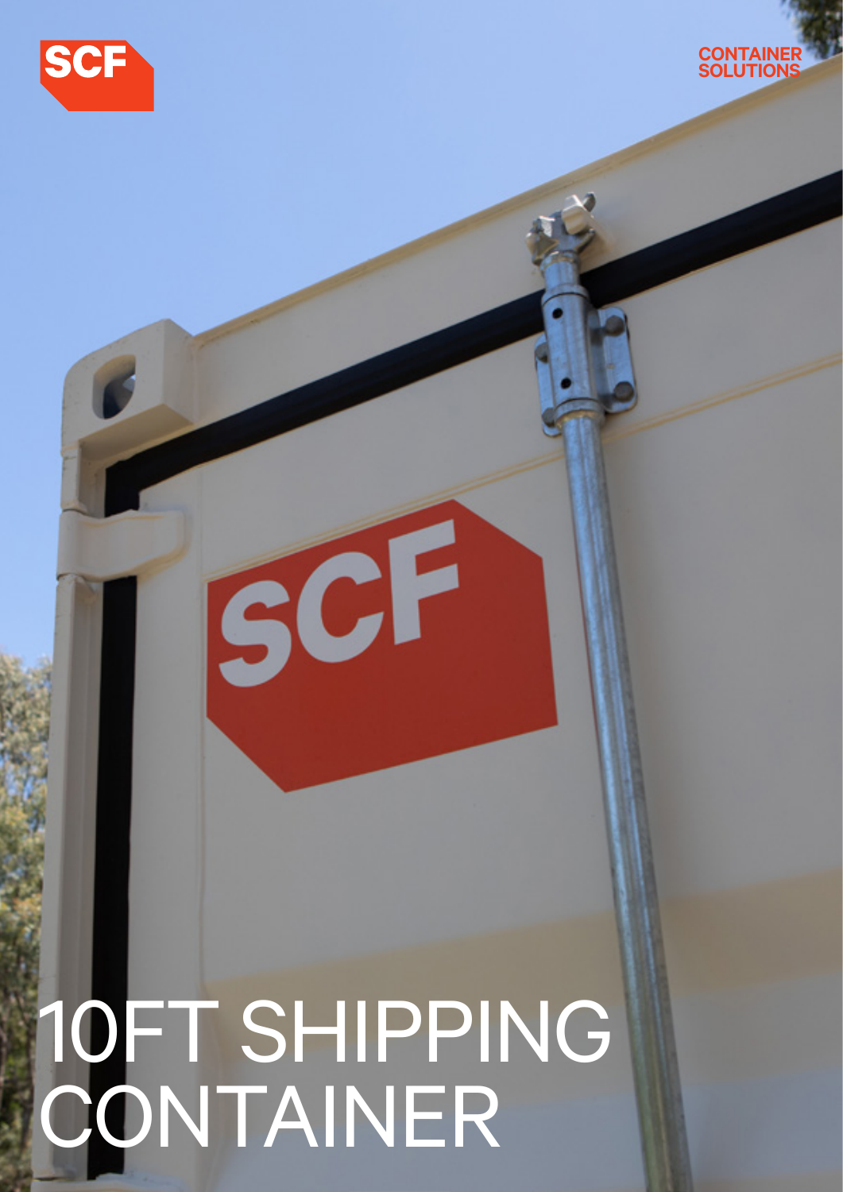SCF

CONTAINER SOLUTIONS

# 10FT SHIPPING CONTAINER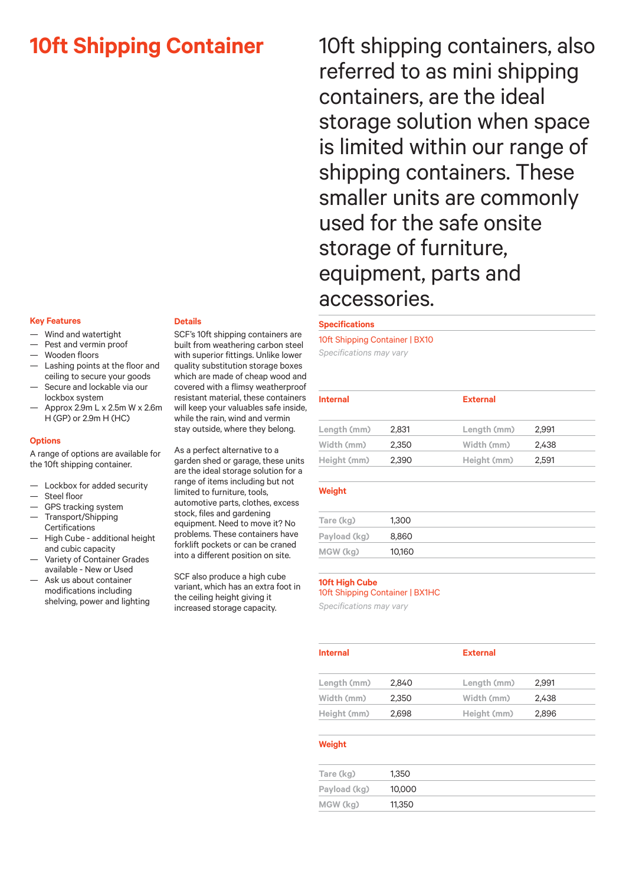# 10ft Shipping Container

10ft shipping containers, also referred to as mini shipping containers, are the ideal storage solution when space is limited within our range of shipping containers. These smaller units are commonly used for the safe onsite storage of furniture, equipment, parts and accessories.

## Key Features

- Wind and watertight
- Pest and vermin proof
- Wooden floors
- Lashing points at the floor and ceiling to secure your goods
- Secure and lockable via our lockbox system
- Approx 2.9m L x 2.5m W x 2.6m H (GP) or 2.9m H (HC)

## Options

A range of options are available for the 10ft shipping container.

- Lockbox for added security
- Steel floor
- GPS tracking system
- Transport/Shipping Certifications
- High Cube - additional height and cubic capacity
- Variety of Container Grades available - New or Used
- Ask us about container modifications including shelving, power and lighting

## Details

SCF's 10ft shipping containers are built from weathering carbon steel with superior fittings. Unlike lower quality substitution storage boxes which are made of cheap wood and covered with a flimsy weatherproof resistant material, these containers will keep your valuables safe inside, while the rain, wind and vermin stay outside, where they belong.

As a perfect alternative to a garden shed or garage, these units are the ideal storage solution for a range of items including but not limited to furniture, tools, automotive parts, clothes, excess stock, files and gardening equipment. Need to move it? No problems. These containers have forklift pockets or can be craned into a different position on site.

SCF also produce a high cube variant, which has an extra foot in the ceiling height giving it increased storage capacity.

## Specifications

10ft Shipping Container | BX10

*Specifications may vary*

| Internal | | External | |
|---|---|---|---|
| Length (mm) | 2,831 | Length (mm) | 2,991 |
| Width (mm) | 2,350 | Width (mm) | 2,438 |
| Height (mm) | 2,390 | Height (mm) | 2,591 |

**Weight**

| | |
|---|---|
| Tare (kg) | 1,300 |
| Payload (kg) | 8,860 |
| MGW (kg) | 10,160 |

### 10ft High Cube

10ft Shipping Container | BX1HC

*Specifications may vary*

| Internal | | External | |
|---|---|---|---|
| Length (mm) | 2,840 | Length (mm) | 2,991 |
| Width (mm) | 2,350 | Width (mm) | 2,438 |
| Height (mm) | 2,698 | Height (mm) | 2,896 |

**Weight**

| | |
|---|---|
| Tare (kg) | 1,350 |
| Payload (kg) | 10,000 |
| MGW (kg) | 11,350 |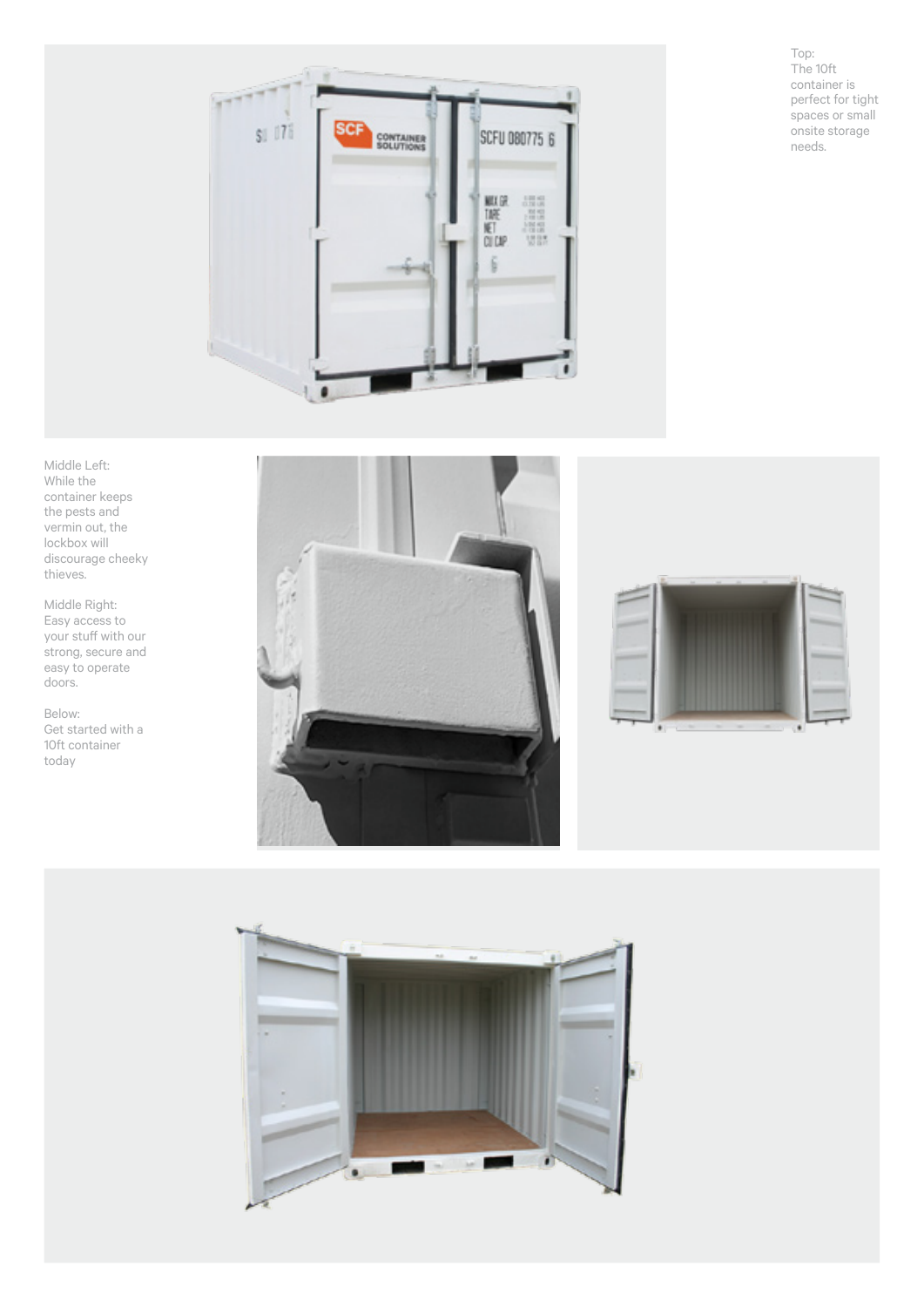Top:
The 10ft container is perfect for tight spaces or small onsite storage needs.

Middle Left:
While the container keeps the pests and vermin out, the lockbox will discourage cheeky thieves.

Middle Right:
Easy access to your stuff with our strong, secure and easy to operate doors.

Below:
Get started with a 10ft container today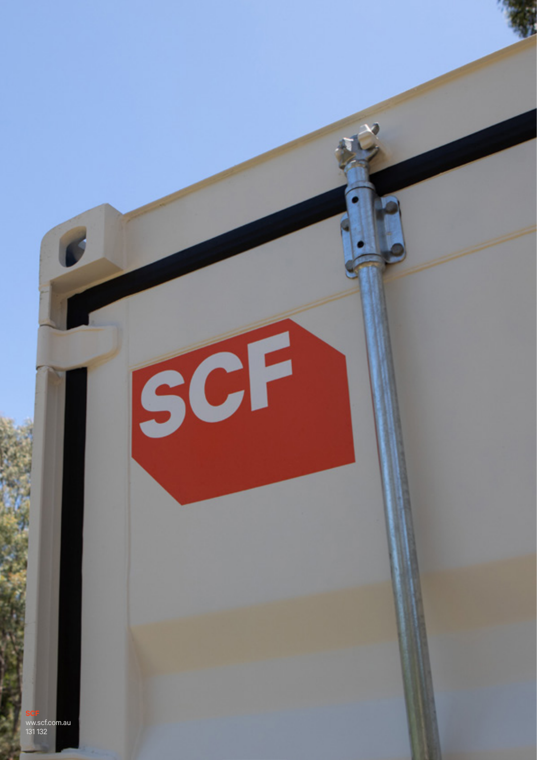SCF
ww.scf.com.au
131 132